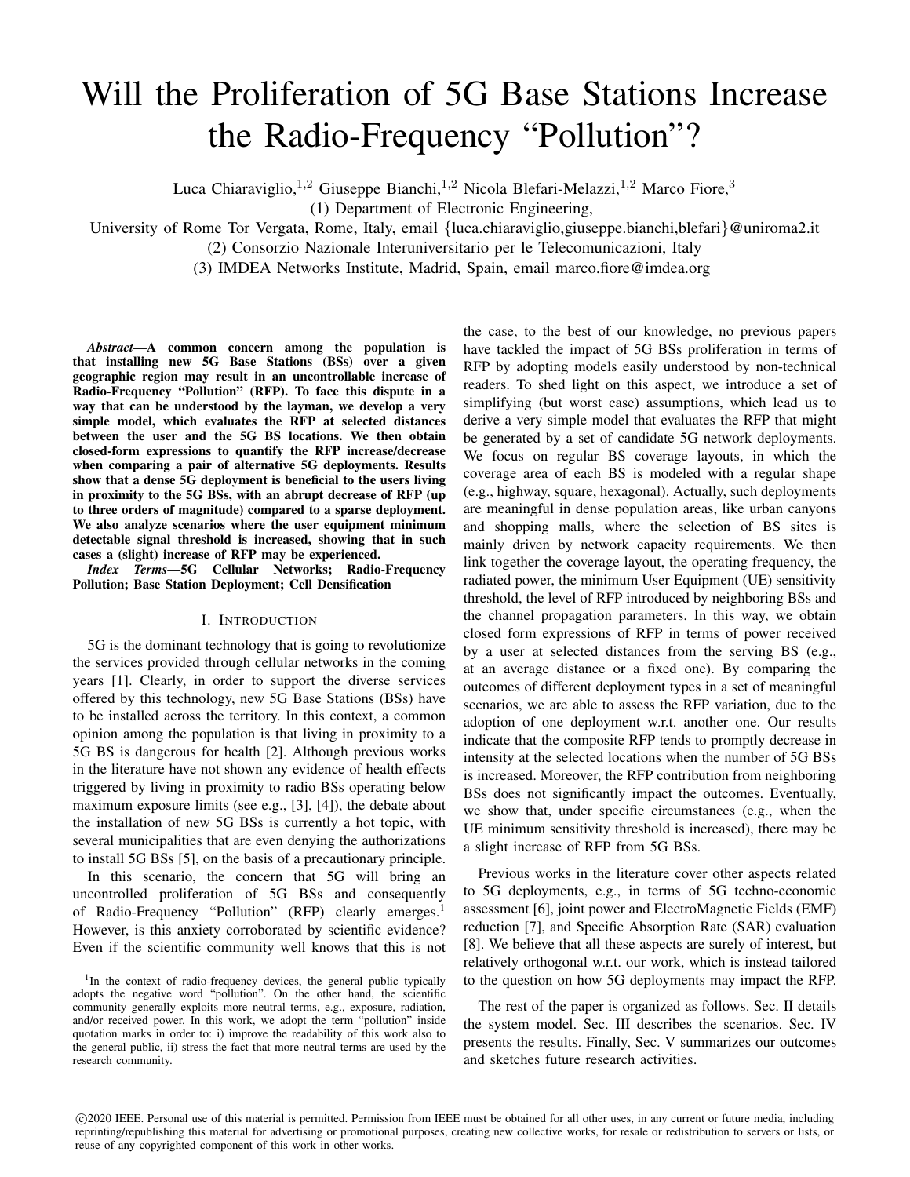# Will the Proliferation of 5G Base Stations Increase the Radio-Frequency "Pollution"?

Luca Chiaraviglio,[1,2] Giuseppe Bianchi,[1,2] Nicola Blefari-Melazzi,[1,2] Marco Fiore,[3]

(1) Department of Electronic Engineering,

University of Rome Tor Vergata, Rome, Italy, email {luca.chiaraviglio,giuseppe.bianchi,blefari}@uniroma2.it

(2) Consorzio Nazionale Interuniversitario per le Telecomunicazioni, Italy

(3) IMDEA Networks Institute, Madrid, Spain, email marco.fiore@imdea.org

***Abstract*—A common concern among the population is that installing new 5G Base Stations (BSs) over a given geographic region may result in an uncontrollable increase of Radio-Frequency "Pollution" (RFP). To face this dispute in a way that can be understood by the layman, we develop a very simple model, which evaluates the RFP at selected distances between the user and the 5G BS locations. We then obtain closed-form expressions to quantify the RFP increase/decrease when comparing a pair of alternative 5G deployments. Results show that a dense 5G deployment is beneficial to the users living in proximity to the 5G BSs, with an abrupt decrease of RFP (up to three orders of magnitude) compared to a sparse deployment. We also analyze scenarios where the user equipment minimum detectable signal threshold is increased, showing that in such cases a (slight) increase of RFP may be experienced.**

***Index Terms*—5G Cellular Networks; Radio-Frequency Pollution; Base Station Deployment; Cell Densification**

## I. Introduction

5G is the dominant technology that is going to revolutionize the services provided through cellular networks in the coming years [1]. Clearly, in order to support the diverse services offered by this technology, new 5G Base Stations (BSs) have to be installed across the territory. In this context, a common opinion among the population is that living in proximity to a 5G BS is dangerous for health [2]. Although previous works in the literature have not shown any evidence of health effects triggered by living in proximity to radio BSs operating below maximum exposure limits (see e.g., [3], [4]), the debate about the installation of new 5G BSs is currently a hot topic, with several municipalities that are even denying the authorizations to install 5G BSs [5], on the basis of a precautionary principle.

In this scenario, the concern that 5G will bring an uncontrolled proliferation of 5G BSs and consequently of Radio-Frequency "Pollution" (RFP) clearly emerges.[1] However, is this anxiety corroborated by scientific evidence? Even if the scientific community well knows that this is not the case, to the best of our knowledge, no previous papers have tackled the impact of 5G BSs proliferation in terms of RFP by adopting models easily understood by non-technical readers. To shed light on this aspect, we introduce a set of simplifying (but worst case) assumptions, which lead us to derive a very simple model that evaluates the RFP that might be generated by a set of candidate 5G network deployments. We focus on regular BS coverage layouts, in which the coverage area of each BS is modeled with a regular shape (e.g., highway, square, hexagonal). Actually, such deployments are meaningful in dense population areas, like urban canyons and shopping malls, where the selection of BS sites is mainly driven by network capacity requirements. We then link together the coverage layout, the operating frequency, the radiated power, the minimum User Equipment (UE) sensitivity threshold, the level of RFP introduced by neighboring BSs and the channel propagation parameters. In this way, we obtain closed form expressions of RFP in terms of power received by a user at selected distances from the serving BS (e.g., at an average distance or a fixed one). By comparing the outcomes of different deployment types in a set of meaningful scenarios, we are able to assess the RFP variation, due to the adoption of one deployment w.r.t. another one. Our results indicate that the composite RFP tends to promptly decrease in intensity at the selected locations when the number of 5G BSs is increased. Moreover, the RFP contribution from neighboring BSs does not significantly impact the outcomes. Eventually, we show that, under specific circumstances (e.g., when the UE minimum sensitivity threshold is increased), there may be a slight increase of RFP from 5G BSs.

Previous works in the literature cover other aspects related to 5G deployments, e.g., in terms of 5G techno-economic assessment [6], joint power and ElectroMagnetic Fields (EMF) reduction [7], and Specific Absorption Rate (SAR) evaluation [8]. We believe that all these aspects are surely of interest, but relatively orthogonal w.r.t. our work, which is instead tailored to the question on how 5G deployments may impact the RFP.

The rest of the paper is organized as follows. Sec. II details the system model. Sec. III describes the scenarios. Sec. IV presents the results. Finally, Sec. V summarizes our outcomes and sketches future research activities.

[1] In the context of radio-frequency devices, the general public typically adopts the negative word "pollution". On the other hand, the scientific community generally exploits more neutral terms, e.g., exposure, radiation, and/or received power. In this work, we adopt the term "pollution" inside quotation marks in order to: i) improve the readability of this work also to the general public, ii) stress the fact that more neutral terms are used by the research community.

©2020 IEEE. Personal use of this material is permitted. Permission from IEEE must be obtained for all other uses, in any current or future media, including reprinting/republishing this material for advertising or promotional purposes, creating new collective works, for resale or redistribution to servers or lists, or reuse of any copyrighted component of this work in other works.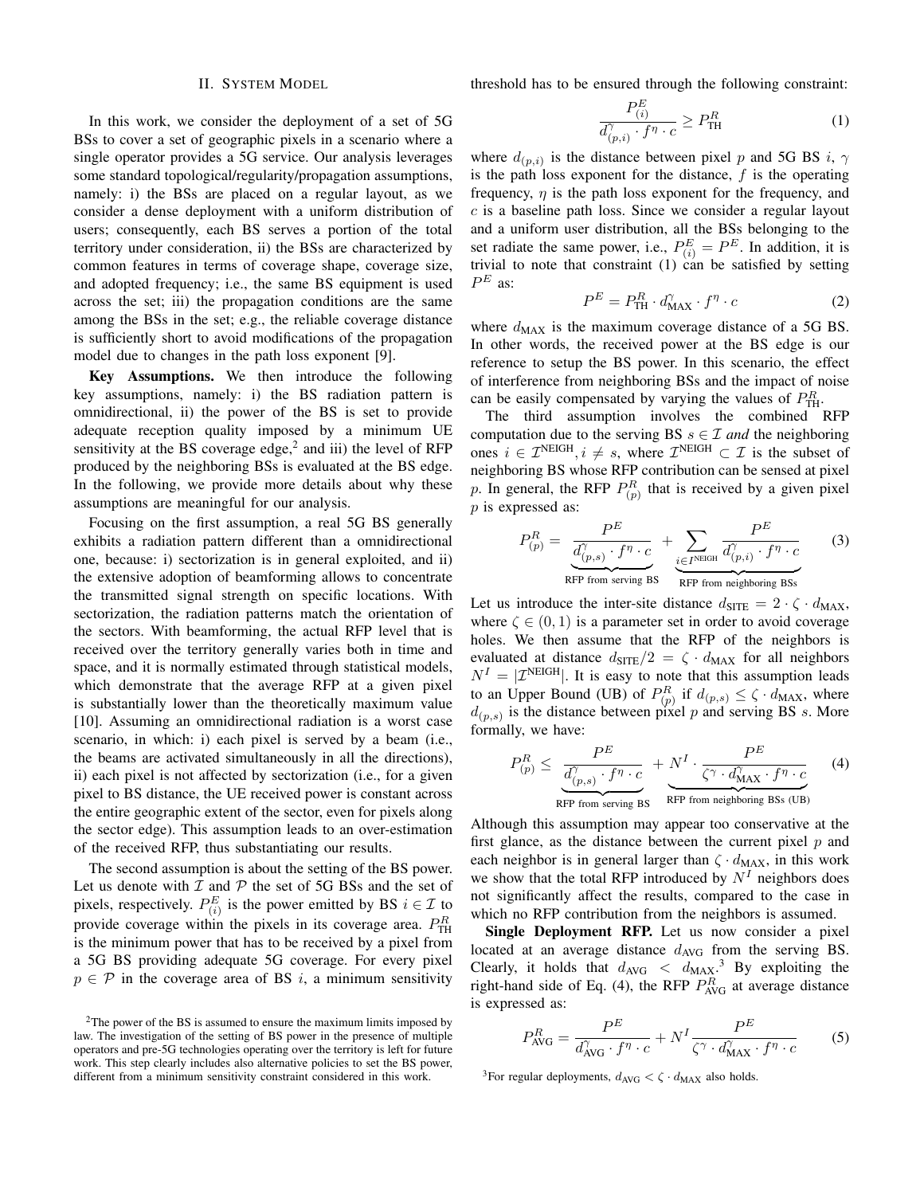## II. System Model

In this work, we consider the deployment of a set of 5G BSs to cover a set of geographic pixels in a scenario where a single operator provides a 5G service. Our analysis leverages some standard topological/regularity/propagation assumptions, namely: i) the BSs are placed on a regular layout, as we consider a dense deployment with a uniform distribution of users; consequently, each BS serves a portion of the total territory under consideration, ii) the BSs are characterized by common features in terms of coverage shape, coverage size, and adopted frequency; i.e., the same BS equipment is used across the set; iii) the propagation conditions are the same among the BSs in the set; e.g., the reliable coverage distance is sufficiently short to avoid modifications of the propagation model due to changes in the path loss exponent [9].

**Key Assumptions.** We then introduce the following key assumptions, namely: i) the BS radiation pattern is omnidirectional, ii) the power of the BS is set to provide adequate reception quality imposed by a minimum UE sensitivity at the BS coverage edge,[2] and iii) the level of RFP produced by the neighboring BSs is evaluated at the BS edge. In the following, we provide more details about why these assumptions are meaningful for our analysis.

Focusing on the first assumption, a real 5G BS generally exhibits a radiation pattern different than a omnidirectional one, because: i) sectorization is in general exploited, and ii) the extensive adoption of beamforming allows to concentrate the transmitted signal strength on specific locations. With sectorization, the radiation patterns match the orientation of the sectors. With beamforming, the actual RFP level that is received over the territory generally varies both in time and space, and it is normally estimated through statistical models, which demonstrate that the average RFP at a given pixel is substantially lower than the theoretically maximum value [10]. Assuming an omnidirectional radiation is a worst case scenario, in which: i) each pixel is served by a beam (i.e., the beams are activated simultaneously in all the directions), ii) each pixel is not affected by sectorization (i.e., for a given pixel to BS distance, the UE received power is constant across the entire geographic extent of the sector, even for pixels along the sector edge). This assumption leads to an over-estimation of the received RFP, thus substantiating our results.

The second assumption is about the setting of the BS power. Let us denote with $\mathcal{I}$ and $\mathcal{P}$ the set of 5G BSs and the set of pixels, respectively. $P^E_{(i)}$ is the power emitted by BS $i \in \mathcal{I}$ to provide coverage within the pixels in its coverage area. $P^R_{\text{TH}}$ is the minimum power that has to be received by a pixel from a 5G BS providing adequate 5G coverage. For every pixel $p \in \mathcal{P}$ in the coverage area of BS $i$, a minimum sensitivity threshold has to be ensured through the following constraint:

$$\frac{P^E_{(i)}}{d^{\gamma}_{(p,i)} \cdot f^{\eta} \cdot c} \geq P^R_{\text{TH}} \tag{1}$$

where $d_{(p,i)}$ is the distance between pixel $p$ and 5G BS $i$, $\gamma$ is the path loss exponent for the distance, $f$ is the operating frequency, $\eta$ is the path loss exponent for the frequency, and $c$ is a baseline path loss. Since we consider a regular layout and a uniform user distribution, all the BSs belonging to the set radiate the same power, i.e., $P^E_{(i)} = P^E$. In addition, it is trivial to note that constraint (1) can be satisfied by setting $P^E$ as:

$$P^E = P^R_{\text{TH}} \cdot d^{\gamma}_{\text{MAX}} \cdot f^{\eta} \cdot c \tag{2}$$

where $d_{\text{MAX}}$ is the maximum coverage distance of a 5G BS. In other words, the received power at the BS edge is our reference to setup the BS power. In this scenario, the effect of interference from neighboring BSs and the impact of noise can be easily compensated by varying the values of $P^R_{\text{TH}}$.

The third assumption involves the combined RFP computation due to the serving BS $s \in \mathcal{I}$ *and* the neighboring ones $i \in \mathcal{I}^{\text{NEIGH}}, i \neq s$, where $\mathcal{I}^{\text{NEIGH}} \subset \mathcal{I}$ is the subset of neighboring BS whose RFP contribution can be sensed at pixel $p$. In general, the RFP $P^R_{(p)}$ that is received by a given pixel $p$ is expressed as:

$$P^R_{(p)} = \underbrace{\frac{P^E}{d^{\gamma}_{(p,s)} \cdot f^{\eta} \cdot c}}_{\text{RFP from serving BS}} + \underbrace{\sum_{i \in I^{\text{NEIGH}}} \frac{P^E}{d^{\gamma}_{(p,i)} \cdot f^{\eta} \cdot c}}_{\text{RFP from neighboring BSs}} \tag{3}$$

Let us introduce the inter-site distance $d_{\text{SITE}} = 2 \cdot \zeta \cdot d_{\text{MAX}}$, where $\zeta \in (0, 1)$ is a parameter set in order to avoid coverage holes. We then assume that the RFP of the neighbors is evaluated at distance $d_{\text{SITE}}/2 = \zeta \cdot d_{\text{MAX}}$ for all neighbors $N^I = |\mathcal{I}^{\text{NEIGH}}|$. It is easy to note that this assumption leads to an Upper Bound (UB) of $P^R_{(p)}$ if $d_{(p,s)} \leq \zeta \cdot d_{\text{MAX}}$, where $d_{(p,s)}$ is the distance between pixel $p$ and serving BS $s$. More formally, we have:

$$P^R_{(p)} \leq \underbrace{\frac{P^E}{d^{\gamma}_{(p,s)} \cdot f^{\eta} \cdot c}}_{\text{RFP from serving BS}} + \underbrace{N^I \cdot \frac{P^E}{\zeta^{\gamma} \cdot d^{\gamma}_{\text{MAX}} \cdot f^{\eta} \cdot c}}_{\text{RFP from neighboring BSs (UB)}} \tag{4}$$

Although this assumption may appear too conservative at the first glance, as the distance between the current pixel $p$ and each neighbor is in general larger than $\zeta \cdot d_{\text{MAX}}$, in this work we show that the total RFP introduced by $N^I$ neighbors does not significantly affect the results, compared to the case in which no RFP contribution from the neighbors is assumed.

**Single Deployment RFP.** Let us now consider a pixel located at an average distance $d_{\text{AVG}}$ from the serving BS. Clearly, it holds that $d_{\text{AVG}} < d_{\text{MAX}}$.[3] By exploiting the right-hand side of Eq. (4), the RFP $P^R_{\text{AVG}}$ at average distance is expressed as:

$$P^R_{\text{AVG}} = \frac{P^E}{d^{\gamma}_{\text{AVG}} \cdot f^{\eta} \cdot c} + N^I \frac{P^E}{\zeta^{\gamma} \cdot d^{\gamma}_{\text{MAX}} \cdot f^{\eta} \cdot c} \tag{5}$$

[2] The power of the BS is assumed to ensure the maximum limits imposed by law. The investigation of the setting of BS power in the presence of multiple operators and pre-5G technologies operating over the territory is left for future work. This step clearly includes also alternative policies to set the BS power, different from a minimum sensitivity constraint considered in this work.

[3] For regular deployments, $d_{\text{AVG}} < \zeta \cdot d_{\text{MAX}}$ also holds.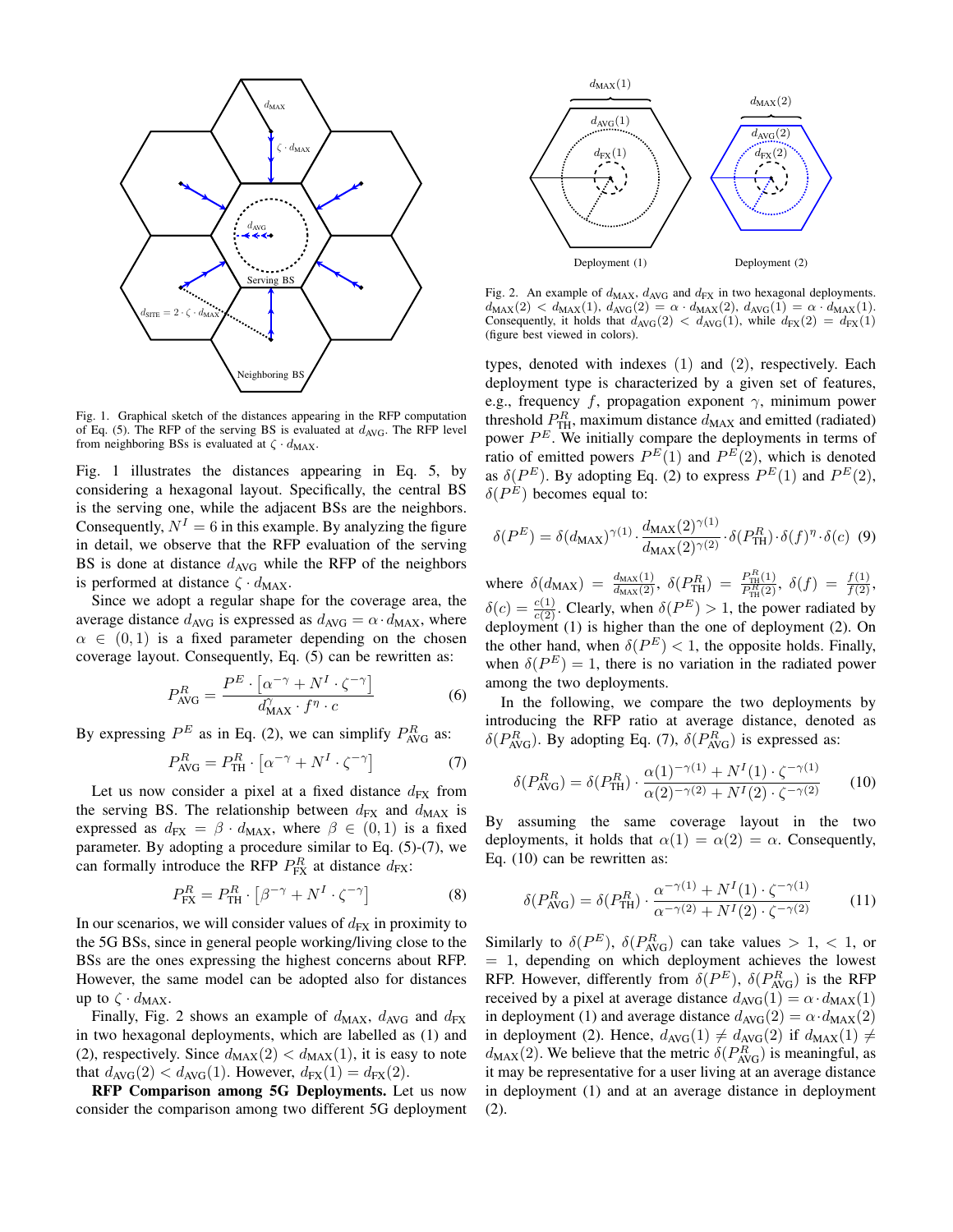Fig. 1. Graphical sketch of the distances appearing in the RFP computation of Eq. (5). The RFP of the serving BS is evaluated at $d_{\text{AVG}}$. The RFP level from neighboring BSs is evaluated at $\zeta \cdot d_{\text{MAX}}$.

Fig. 1 illustrates the distances appearing in Eq. 5, by considering a hexagonal layout. Specifically, the central BS is the serving one, while the adjacent BSs are the neighbors. Consequently, $N^I = 6$ in this example. By analyzing the figure in detail, we observe that the RFP evaluation of the serving BS is done at distance $d_{\text{AVG}}$ while the RFP of the neighbors is performed at distance $\zeta \cdot d_{\text{MAX}}$.

Since we adopt a regular shape for the coverage area, the average distance $d_{\text{AVG}}$ is expressed as $d_{\text{AVG}} = \alpha \cdot d_{\text{MAX}}$, where $\alpha \in (0, 1)$ is a fixed parameter depending on the chosen coverage layout. Consequently, Eq. (5) can be rewritten as:

$$P_{\text{AVG}}^{R} = \frac{P^E \cdot \left[\alpha^{-\gamma} + N^I \cdot \zeta^{-\gamma}\right]}{d_{\text{MAX}}^{\gamma} \cdot f^{\eta} \cdot c} \quad (6)$$

By expressing $P^E$ as in Eq. (2), we can simplify $P_{\text{AVG}}^{R}$ as:

$$P_{\text{AVG}}^{R} = P_{\text{TH}}^{R} \cdot \left[\alpha^{-\gamma} + N^I \cdot \zeta^{-\gamma}\right] \quad (7)$$

Let us now consider a pixel at a fixed distance $d_{\text{FX}}$ from the serving BS. The relationship between $d_{\text{FX}}$ and $d_{\text{MAX}}$ is expressed as $d_{\text{FX}} = \beta \cdot d_{\text{MAX}}$, where $\beta \in (0, 1)$ is a fixed parameter. By adopting a procedure similar to Eq. (5)-(7), we can formally introduce the RFP $P_{\text{FX}}^{R}$ at distance $d_{\text{FX}}$:

$$P_{\text{FX}}^{R} = P_{\text{TH}}^{R} \cdot \left[\beta^{-\gamma} + N^I \cdot \zeta^{-\gamma}\right] \quad (8)$$

In our scenarios, we will consider values of $d_{\text{FX}}$ in proximity to the 5G BSs, since in general people working/living close to the BSs are the ones expressing the highest concerns about RFP. However, the same model can be adopted also for distances up to $\zeta \cdot d_{\text{MAX}}$.

Finally, Fig. 2 shows an example of $d_{\text{MAX}}$, $d_{\text{AVG}}$ and $d_{\text{FX}}$ in two hexagonal deployments, which are labelled as (1) and (2), respectively. Since $d_{\text{MAX}}(2) < d_{\text{MAX}}(1)$, it is easy to note that $d_{\text{AVG}}(2) < d_{\text{AVG}}(1)$. However, $d_{\text{FX}}(1) = d_{\text{FX}}(2)$.

**RFP Comparison among 5G Deployments.** Let us now consider the comparison among two different 5G deployment types, denoted with indexes (1) and (2), respectively. Each deployment type is characterized by a given set of features, e.g., frequency $f$, propagation exponent $\gamma$, minimum power threshold $P_{\text{TH}}^{R}$, maximum distance $d_{\text{MAX}}$ and emitted (radiated) power $P^E$. We initially compare the deployments in terms of ratio of emitted powers $P^E(1)$ and $P^E(2)$, which is denoted as $\delta(P^E)$. By adopting Eq. (2) to express $P^E(1)$ and $P^E(2)$, $\delta(P^E)$ becomes equal to:

$$\delta(P^E) = \delta(d_{\text{MAX}})^{\gamma(1)} \cdot \frac{d_{\text{MAX}}(2)^{\gamma(1)}}{d_{\text{MAX}}(2)^{\gamma(2)}} \cdot \delta(P_{\text{TH}}^{R}) \cdot \delta(f)^{\eta} \cdot \delta(c) \quad (9)$$

where $\delta(d_{\text{MAX}}) = \frac{d_{\text{MAX}}(1)}{d_{\text{MAX}}(2)}$, $\delta(P_{\text{TH}}^{R}) = \frac{P_{\text{TH}}^{R}(1)}{P_{\text{TH}}^{R}(2)}$, $\delta(f) = \frac{f(1)}{f(2)}$, $\delta(c) = \frac{c(1)}{c(2)}$. Clearly, when $\delta(P^E) > 1$, the power radiated by deployment (1) is higher than the one of deployment (2). On the other hand, when $\delta(P^E) < 1$, the opposite holds. Finally, when $\delta(P^E) = 1$, there is no variation in the radiated power among the two deployments.

In the following, we compare the two deployments by introducing the RFP ratio at average distance, denoted as $\delta(P_{\text{AVG}}^{R})$. By adopting Eq. (7), $\delta(P_{\text{AVG}}^{R})$ is expressed as:

$$\delta(P_{\text{AVG}}^{R}) = \delta(P_{\text{TH}}^{R}) \cdot \frac{\alpha(1)^{-\gamma(1)} + N^I(1) \cdot \zeta^{-\gamma(1)}}{\alpha(2)^{-\gamma(2)} + N^I(2) \cdot \zeta^{-\gamma(2)}} \quad (10)$$

By assuming the same coverage layout in the two deployments, it holds that $\alpha(1) = \alpha(2) = \alpha$. Consequently, Eq. (10) can be rewritten as:

$$\delta(P_{\text{AVG}}^{R}) = \delta(P_{\text{TH}}^{R}) \cdot \frac{\alpha^{-\gamma(1)} + N^I(1) \cdot \zeta^{-\gamma(1)}}{\alpha^{-\gamma(2)} + N^I(2) \cdot \zeta^{-\gamma(2)}} \quad (11)$$

Similarly to $\delta(P^E)$, $\delta(P_{\text{AVG}}^{R})$ can take values $> 1$, $< 1$, or $= 1$, depending on which deployment achieves the lowest RFP. However, differently from $\delta(P^E)$, $\delta(P_{\text{AVG}}^{R})$ is the RFP received by a pixel at average distance $d_{\text{AVG}}(1) = \alpha \cdot d_{\text{MAX}}(1)$ in deployment (1) and average distance $d_{\text{AVG}}(2) = \alpha \cdot d_{\text{MAX}}(2)$ in deployment (2). Hence, $d_{\text{AVG}}(1) \neq d_{\text{AVG}}(2)$ if $d_{\text{MAX}}(1) \neq d_{\text{MAX}}(2)$. We believe that the metric $\delta(P_{\text{AVG}}^{R})$ is meaningful, as it may be representative for a user living at an average distance in deployment (1) and at an average distance in deployment (2).

Fig. 2. An example of $d_{\text{MAX}}$, $d_{\text{AVG}}$ and $d_{\text{FX}}$ in two hexagonal deployments. $d_{\text{MAX}}(2) < d_{\text{MAX}}(1)$, $d_{\text{AVG}}(2) = \alpha \cdot d_{\text{MAX}}(2)$, $d_{\text{AVG}}(1) = \alpha \cdot d_{\text{MAX}}(1)$. Consequently, it holds that $d_{\text{AVG}}(2) < d_{\text{AVG}}(1)$, while $d_{\text{FX}}(2) = d_{\text{FX}}(1)$ (figure best viewed in colors).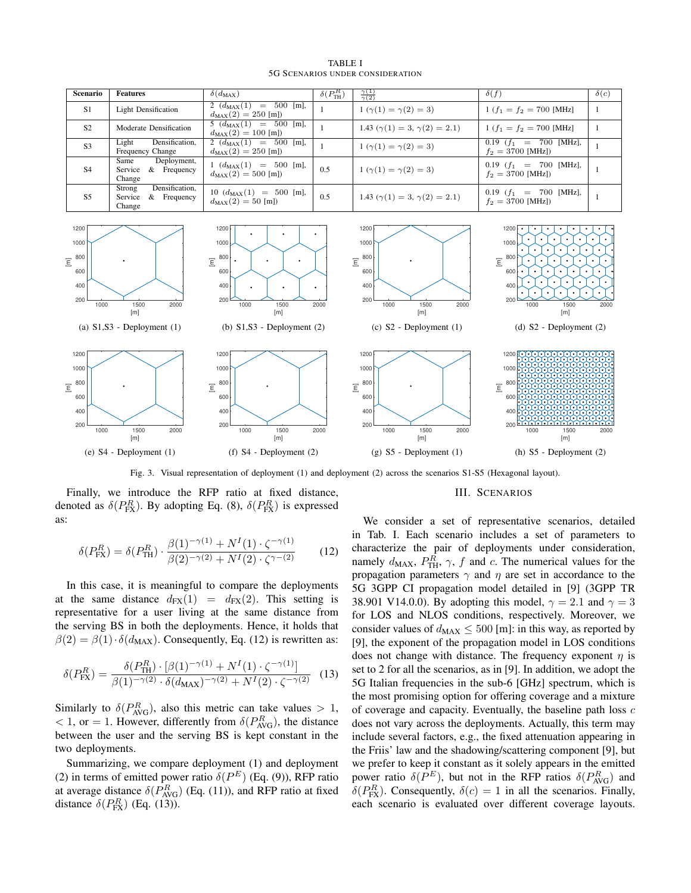TABLE I

5G SCENARIOS UNDER CONSIDERATION

| Scenario | Features | $\delta(d_{\text{MAX}})$ | $\delta(P^R_{\text{TH}})$ | $\frac{\gamma(1)}{\gamma(2)}$ | $\delta(f)$ | $\delta(c)$ |
|---|---|---|---|---|---|---|
| S1 | Light Densification | 2 ($d_{\text{MAX}}(1) = 500$ [m], $d_{\text{MAX}}(2) = 250$ [m]) | 1 | 1 ($\gamma(1) = \gamma(2) = 3$) | 1 ($f_1 = f_2 = 700$ [MHz] | 1 |
| S2 | Moderate Densification | 5 ($d_{\text{MAX}}(1) = 500$ [m], $d_{\text{MAX}}(2) = 100$ [m]) | 1 | 1.43 ($\gamma(1) = 3$, $\gamma(2) = 2.1$) | 1 ($f_1 = f_2 = 700$ [MHz] | 1 |
| S3 | Light Densification, Frequency Change | 2 ($d_{\text{MAX}}(1) = 500$ [m], $d_{\text{MAX}}(2) = 250$ [m]) | 1 | 1 ($\gamma(1) = \gamma(2) = 3$) | 0.19 ($f_1 = 700$ [MHz], $f_2 = 3700$ [MHz]) | 1 |
| S4 | Same Deployment, Service & Frequency Change | 1 ($d_{\text{MAX}}(1) = 500$ [m], $d_{\text{MAX}}(2) = 500$ [m]) | 0.5 | 1 ($\gamma(1) = \gamma(2) = 3$) | 0.19 ($f_1 = 700$ [MHz], $f_2 = 3700$ [MHz]) | 1 |
| S5 | Strong Densification, Service & Frequency Change | 10 ($d_{\text{MAX}}(1) = 500$ [m], $d_{\text{MAX}}(2) = 50$ [m]) | 0.5 | 1.43 ($\gamma(1) = 3$, $\gamma(2) = 2.1$) | 0.19 ($f_1 = 700$ [MHz], $f_2 = 3700$ [MHz]) | 1 |

(a) S1,S3 - Deployment (1)

(b) S1,S3 - Deployment (2)

(c) S2 - Deployment (1)

(d) S2 - Deployment (2)

(e) S4 - Deployment (1)

(f) S4 - Deployment (2)

(g) S5 - Deployment (1)

(h) S5 - Deployment (2)

Fig. 3. Visual representation of deployment (1) and deployment (2) across the scenarios S1-S5 (Hexagonal layout).

Finally, we introduce the RFP ratio at fixed distance, denoted as $\delta(P^R_{\text{FX}})$. By adopting Eq. (8), $\delta(P^R_{\text{FX}})$ is expressed as:

$$\delta(P^R_{\text{FX}}) = \delta(P^R_{\text{TH}}) \cdot \frac{\beta(1)^{-\gamma(1)} + N^I(1) \cdot \zeta^{-\gamma(1)}}{\beta(2)^{-\gamma(2)} + N^I(2) \cdot \zeta^{\gamma - (2)}} \quad (12)$$

In this case, it is meaningful to compare the deployments at the same distance $d_{\text{FX}}(1) = d_{\text{FX}}(2)$. This setting is representative for a user living at the same distance from the serving BS in both the deployments. Hence, it holds that $\beta(2) = \beta(1) \cdot \delta(d_{\text{MAX}})$. Consequently, Eq. (12) is rewritten as:

$$\delta(P^R_{\text{FX}}) = \frac{\delta(P^R_{\text{TH}}) \cdot [\beta(1)^{-\gamma(1)} + N^I(1) \cdot \zeta^{-\gamma(1)}]}{\beta(1)^{-\gamma(2)} \cdot \delta(d_{\text{MAX}})^{-\gamma(2)} + N^I(2) \cdot \zeta^{-\gamma(2)}} \quad (13)$$

Similarly to $\delta(P^R_{\text{AVG}})$, also this metric can take values $> 1$, $< 1$, or $= 1$. However, differently from $\delta(P^R_{\text{AVG}})$, the distance between the user and the serving BS is kept constant in the two deployments.

Summarizing, we compare deployment (1) and deployment (2) in terms of emitted power ratio $\delta(P^E)$ (Eq. (9)), RFP ratio at average distance $\delta(P^R_{\text{AVG}})$ (Eq. (11)), and RFP ratio at fixed distance $\delta(P^R_{\text{FX}})$ (Eq. (13)).

## III. Scenarios

We consider a set of representative scenarios, detailed in Tab. I. Each scenario includes a set of parameters to characterize the pair of deployments under consideration, namely $d_{\text{MAX}}$, $P^R_{\text{TH}}$, $\gamma$, $f$ and $c$. The numerical values for the propagation parameters $\gamma$ and $\eta$ are set in accordance to the 5G 3GPP CI propagation model detailed in [9] (3GPP TR 38.901 V14.0.0). By adopting this model, $\gamma = 2.1$ and $\gamma = 3$ for LOS and NLOS conditions, respectively. Moreover, we consider values of $d_{\text{MAX}} \leq 500$ [m]: in this way, as reported by [9], the exponent of the propagation model in LOS conditions does not change with distance. The frequency exponent $\eta$ is set to 2 for all the scenarios, as in [9]. In addition, we adopt the 5G Italian frequencies in the sub-6 [GHz] spectrum, which is the most promising option for offering coverage and a mixture of coverage and capacity. Eventually, the baseline path loss $c$ does not vary across the deployments. Actually, this term may include several factors, e.g., the fixed attenuation appearing in the Friis' law and the shadowing/scattering component [9], but we prefer to keep it constant as it solely appears in the emitted power ratio $\delta(P^E)$, but not in the RFP ratios $\delta(P^R_{\text{AVG}})$ and $\delta(P^R_{\text{FX}})$. Consequently, $\delta(c) = 1$ in all the scenarios. Finally, each scenario is evaluated over different coverage layouts.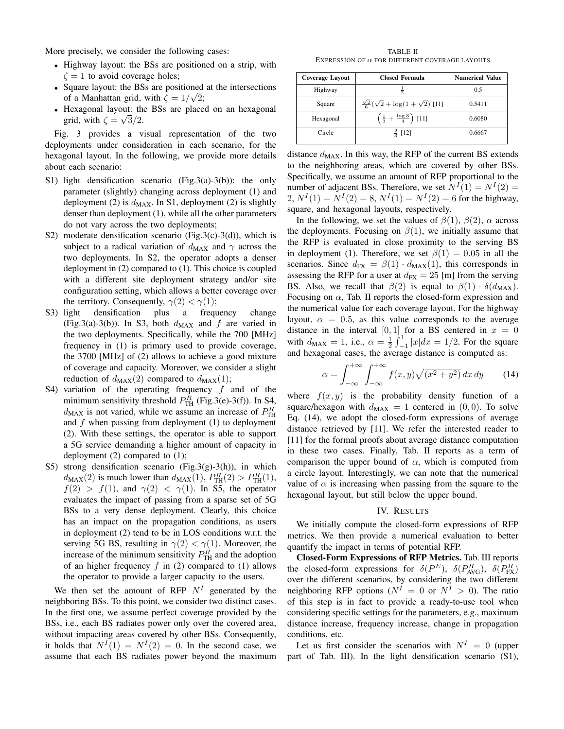More precisely, we consider the following cases:

- Highway layout: the BSs are positioned on a strip, with $\zeta = 1$ to avoid coverage holes;
- Square layout: the BSs are positioned at the intersections of a Manhattan grid, with $\zeta = 1/\sqrt{2}$;
- Hexagonal layout: the BSs are placed on an hexagonal grid, with $\zeta = \sqrt{3}/2$.

Fig. 3 provides a visual representation of the two deployments under consideration in each scenario, for the hexagonal layout. In the following, we provide more details about each scenario:

S1) light densification scenario (Fig.3(a)-3(b)): the only parameter (slightly) changing across deployment (1) and deployment (2) is $d_{\text{MAX}}$. In S1, deployment (2) is slightly denser than deployment (1), while all the other parameters do not vary across the two deployments;

S2) moderate densification scenario (Fig.3(c)-3(d)), which is subject to a radical variation of $d_{\text{MAX}}$ and $\gamma$ across the two deployments. In S2, the operator adopts a denser deployment in (2) compared to (1). This choice is coupled with a different site deployment strategy and/or site configuration setting, which allows a better coverage over the territory. Consequently, $\gamma(2) < \gamma(1)$;

S3) light densification plus a frequency change (Fig.3(a)-3(b)). In S3, both $d_{\text{MAX}}$ and $f$ are varied in the two deployments. Specifically, while the 700 [MHz] frequency in (1) is primary used to provide coverage, the 3700 [MHz] of (2) allows to achieve a good mixture of coverage and capacity. Moreover, we consider a slight reduction of $d_{\text{MAX}}(2)$ compared to $d_{\text{MAX}}(1)$;

S4) variation of the operating frequency $f$ and of the minimum sensitivity threshold $P^R_{\text{TH}}$ (Fig.3(e)-3(f)). In S4, $d_{\text{MAX}}$ is not varied, while we assume an increase of $P^R_{\text{TH}}$ and $f$ when passing from deployment (1) to deployment (2). With these settings, the operator is able to support a 5G service demanding a higher amount of capacity in deployment (2) compared to (1);

S5) strong densification scenario (Fig.3(g)-3(h)), in which $d_{\text{MAX}}(2)$ is much lower than $d_{\text{MAX}}(1)$, $P^R_{\text{TH}}(2) > P^R_{\text{TH}}(1)$, $f(2) > f(1)$, and $\gamma(2) < \gamma(1)$. In S5, the operator evaluates the impact of passing from a sparse set of 5G BSs to a very dense deployment. Clearly, this choice has an impact on the propagation conditions, as users in deployment (2) tend to be in LOS conditions w.r.t. the serving 5G BS, resulting in $\gamma(2) < \gamma(1)$. Moreover, the increase of the minimum sensitivity $P^R_{\text{TH}}$ and the adoption of an higher frequency $f$ in (2) compared to (1) allows the operator to provide a larger capacity to the users.

We then set the amount of RFP $N^I$ generated by the neighboring BSs. To this point, we consider two distinct cases. In the first one, we assume perfect coverage provided by the BSs, i.e., each BS radiates power only over the covered area, without impacting areas covered by other BSs. Consequently, it holds that $N^I(1) = N^I(2) = 0$. In the second case, we assume that each BS radiates power beyond the maximum distance $d_{\text{MAX}}$. In this way, the RFP of the current BS extends to the neighboring areas, which are covered by other BSs. Specifically, we assume an amount of RFP proportional to the number of adjacent BSs. Therefore, we set $N^I(1) = N^I(2) = 2$, $N^I(1) = N^I(2) = 8$, $N^I(1) = N^I(2) = 6$ for the highway, square, and hexagonal layouts, respectively.

TABLE II
EXPRESSION OF $\alpha$ FOR DIFFERENT COVERAGE LAYOUTS

| Coverage Layout | Closed Formula | Numerical Value |
|---|---|---|
| Highway | $\frac{1}{2}$ | 0.5 |
| Square | $\frac{\sqrt{2}}{6}(\sqrt{2} + \log(1+\sqrt{2})$ [11] | 0.5411 |
| Hexagonal | $\left(\frac{1}{3} + \frac{\log 3}{4}\right)$ [11] | 0.6080 |
| Circle | $\frac{2}{3}$ [12] | 0.6667 |

In the following, we set the values of $\beta(1)$, $\beta(2)$, $\alpha$ across the deployments. Focusing on $\beta(1)$, we initially assume that the RFP is evaluated in close proximity to the serving BS in deployment (1). Therefore, we set $\beta(1) = 0.05$ in all the scenarios. Since $d_{\text{FX}} = \beta(1) \cdot d_{\text{MAX}}(1)$, this corresponds in assessing the RFP for a user at $d_{\text{FX}} = 25$ [m] from the serving BS. Also, we recall that $\beta(2)$ is equal to $\beta(1) \cdot \delta(d_{\text{MAX}})$. Focusing on $\alpha$, Tab. II reports the closed-form expression and the numerical value for each coverage layout. For the highway layout, $\alpha = 0.5$, as this value corresponds to the average distance in the interval $[0, 1]$ for a BS centered in $x = 0$ with $d_{\text{MAX}} = 1$, i.e., $\alpha = \frac{1}{2}\int_{-1}^{1} |x| dx = 1/2$. For the square and hexagonal cases, the average distance is computed as:

$$\alpha = \int_{-\infty}^{+\infty} \int_{-\infty}^{+\infty} f(x,y)\sqrt{(x^2+y^2)}\, dx\, dy \qquad (14)$$

where $f(x, y)$ is the probability density function of a square/hexagon with $d_{\text{MAX}} = 1$ centered in $(0, 0)$. To solve Eq. (14), we adopt the closed-form expressions of average distance retrieved by [11]. We refer the interested reader to [11] for the formal proofs about average distance computation in these two cases. Finally, Tab. II reports as a term of comparison the upper bound of $\alpha$, which is computed from a circle layout. Interestingly, we can note that the numerical value of $\alpha$ is increasing when passing from the square to the hexagonal layout, but still below the upper bound.

## IV. RESULTS

We initially compute the closed-form expressions of RFP metrics. We then provide a numerical evaluation to better quantify the impact in terms of potential RFP.

**Closed-Form Expressions of RFP Metrics.** Tab. III reports the closed-form expressions for $\delta(P^E)$, $\delta(P^R_{\text{AVG}})$, $\delta(P^R_{\text{FX}})$ over the different scenarios, by considering the two different neighboring RFP options ($N^I = 0$ or $N^I > 0$). The ratio of this step is in fact to provide a ready-to-use tool when considering specific settings for the parameters, e.g., maximum distance increase, frequency increase, change in propagation conditions, etc.

Let us first consider the scenarios with $N^I = 0$ (upper part of Tab. III). In the light densification scenario (S1),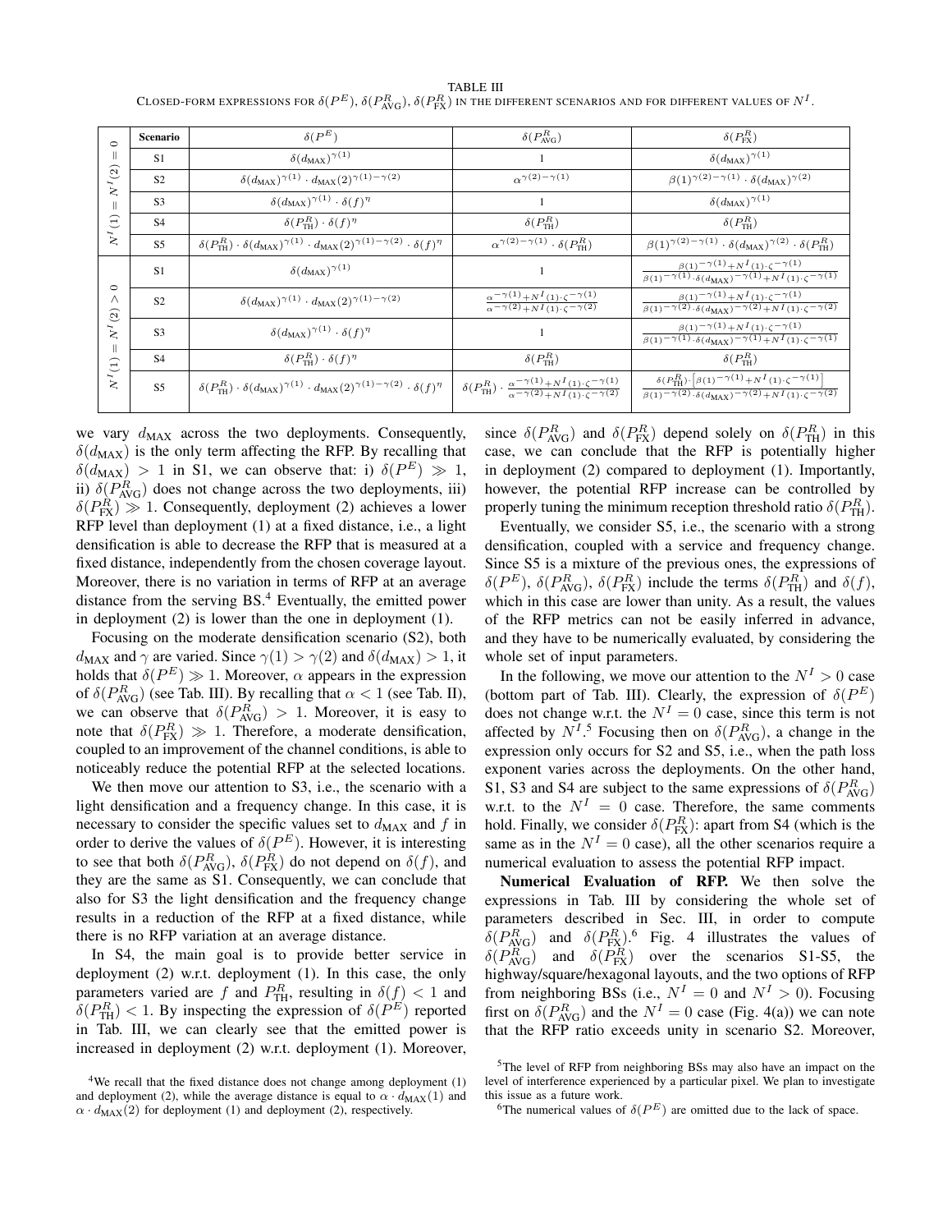TABLE III
CLOSED-FORM EXPRESSIONS FOR $\delta(P^E)$, $\delta(P^R_{\text{AVG}})$, $\delta(P^R_{\text{FX}})$ IN THE DIFFERENT SCENARIOS AND FOR DIFFERENT VALUES OF $N^I$.

| | Scenario | $\delta(P^E)$ | $\delta(P^R_{\text{AVG}})$ | $\delta(P^R_{\text{FX}})$ |
|---|---|---|---|---|
| $N^I(1)=N^I(2)=0$ | S1 | $\delta(d_{\text{MAX}})^{\gamma(1)}$ | 1 | $\delta(d_{\text{MAX}})^{\gamma(1)}$ |
| | S2 | $\delta(d_{\text{MAX}})^{\gamma(1)} \cdot d_{\text{MAX}}(2)^{\gamma(1)-\gamma(2)}$ | $\alpha^{\gamma(2)-\gamma(1)}$ | $\beta(1)^{\gamma(2)-\gamma(1)} \cdot \delta(d_{\text{MAX}})^{\gamma(2)}$ |
| | S3 | $\delta(d_{\text{MAX}})^{\gamma(1)} \cdot \delta(f)^{\eta}$ | 1 | $\delta(d_{\text{MAX}})^{\gamma(1)}$ |
| | S4 | $\delta(P^R_{\text{TH}}) \cdot \delta(f)^{\eta}$ | $\delta(P^R_{\text{TH}})$ | $\delta(P^R_{\text{TH}})$ |
| | S5 | $\delta(P^R_{\text{TH}}) \cdot \delta(d_{\text{MAX}})^{\gamma(1)} \cdot d_{\text{MAX}}(2)^{\gamma(1)-\gamma(2)} \cdot \delta(f)^{\eta}$ | $\alpha^{\gamma(2)-\gamma(1)} \cdot \delta(P^R_{\text{TH}})$ | $\beta(1)^{\gamma(2)-\gamma(1)} \cdot \delta(d_{\text{MAX}})^{\gamma(2)} \cdot \delta(P^R_{\text{TH}})$ |
| $N^I(1)=N^I(2)>0$ | S1 | $\delta(d_{\text{MAX}})^{\gamma(1)}$ | 1 | $\frac{\beta(1)^{-\gamma(1)}+N^I(1)\cdot\zeta^{-\gamma(1)}}{\beta(1)^{-\gamma(1)}\cdot\delta(d_{\text{MAX}})^{-\gamma(1)}+N^I(1)\cdot\zeta^{-\gamma(1)}}$ |
| | S2 | $\delta(d_{\text{MAX}})^{\gamma(1)} \cdot d_{\text{MAX}}(2)^{\gamma(1)-\gamma(2)}$ | $\frac{\alpha^{-\gamma(1)}+N^I(1)\cdot\zeta^{-\gamma(1)}}{\alpha^{-\gamma(2)}+N^I(1)\cdot\zeta^{-\gamma(2)}}$ | $\frac{\beta(1)^{-\gamma(1)}+N^I(1)\cdot\zeta^{-\gamma(1)}}{\beta(1)^{-\gamma(2)}\cdot\delta(d_{\text{MAX}})^{-\gamma(2)}+N^I(1)\cdot\zeta^{-\gamma(2)}}$ |
| | S3 | $\delta(d_{\text{MAX}})^{\gamma(1)} \cdot \delta(f)^{\eta}$ | 1 | $\frac{\beta(1)^{-\gamma(1)}+N^I(1)\cdot\zeta^{-\gamma(1)}}{\beta(1)^{-\gamma(1)}\cdot\delta(d_{\text{MAX}})^{-\gamma(1)}+N^I(1)\cdot\zeta^{-\gamma(1)}}$ |
| | S4 | $\delta(P^R_{\text{TH}}) \cdot \delta(f)^{\eta}$ | $\delta(P^R_{\text{TH}})$ | $\delta(P^R_{\text{TH}})$ |
| | S5 | $\delta(P^R_{\text{TH}}) \cdot \delta(d_{\text{MAX}})^{\gamma(1)} \cdot d_{\text{MAX}}(2)^{\gamma(1)-\gamma(2)} \cdot \delta(f)^{\eta}$ | $\delta(P^R_{\text{TH}}) \cdot \frac{\alpha^{-\gamma(1)}+N^I(1)\cdot\zeta^{-\gamma(1)}}{\alpha^{-\gamma(2)}+N^I(1)\cdot\zeta^{-\gamma(2)}}$ | $\frac{\delta(P^R_{\text{TH}})\cdot\left[\beta(1)^{-\gamma(1)}+N^I(1)\cdot\zeta^{-\gamma(1)}\right]}{\beta(1)^{-\gamma(2)}\cdot\delta(d_{\text{MAX}})^{-\gamma(2)}+N^I(1)\cdot\zeta^{-\gamma(2)}}$ |

we vary $d_{\text{MAX}}$ across the two deployments. Consequently, $\delta(d_{\text{MAX}})$ is the only term affecting the RFP. By recalling that $\delta(d_{\text{MAX}}) > 1$ in S1, we can observe that: i) $\delta(P^E) \gg 1$, ii) $\delta(P^R_{\text{AVG}})$ does not change across the two deployments, iii) $\delta(P^R_{\text{FX}}) \gg 1$. Consequently, deployment (2) achieves a lower RFP level than deployment (1) at a fixed distance, i.e., a light densification is able to decrease the RFP that is measured at a fixed distance, independently from the chosen coverage layout. Moreover, there is no variation in terms of RFP at an average distance from the serving BS.[4] Eventually, the emitted power in deployment (2) is lower than the one in deployment (1).

Focusing on the moderate densification scenario (S2), both $d_{\text{MAX}}$ and $\gamma$ are varied. Since $\gamma(1) > \gamma(2)$ and $\delta(d_{\text{MAX}}) > 1$, it holds that $\delta(P^E) \gg 1$. Moreover, $\alpha$ appears in the expression of $\delta(P^R_{\text{AVG}})$ (see Tab. III). By recalling that $\alpha < 1$ (see Tab. II), we can observe that $\delta(P^R_{\text{AVG}}) > 1$. Moreover, it is easy to note that $\delta(P^R_{\text{FX}}) \gg 1$. Therefore, a moderate densification, coupled to an improvement of the channel conditions, is able to noticeably reduce the potential RFP at the selected locations.

We then move our attention to S3, i.e., the scenario with a light densification and a frequency change. In this case, it is necessary to consider the specific values set to $d_{\text{MAX}}$ and $f$ in order to derive the values of $\delta(P^E)$. However, it is interesting to see that both $\delta(P^R_{\text{AVG}})$, $\delta(P^R_{\text{FX}})$ do not depend on $\delta(f)$, and they are the same as S1. Consequently, we can conclude that also for S3 the light densification and the frequency change results in a reduction of the RFP at a fixed distance, while there is no RFP variation at an average distance.

In S4, the main goal is to provide better service in deployment (2) w.r.t. deployment (1). In this case, the only parameters varied are $f$ and $P^R_{\text{TH}}$, resulting in $\delta(f) < 1$ and $\delta(P^R_{\text{TH}}) < 1$. By inspecting the expression of $\delta(P^E)$ reported in Tab. III, we can clearly see that the emitted power is increased in deployment (2) w.r.t. deployment (1). Moreover, since $\delta(P^R_{\text{AVG}})$ and $\delta(P^R_{\text{FX}})$ depend solely on $\delta(P^R_{\text{TH}})$ in this case, we can conclude that the RFP is potentially higher in deployment (2) compared to deployment (1). Importantly, however, the potential RFP increase can be controlled by properly tuning the minimum reception threshold ratio $\delta(P^R_{\text{TH}})$.

Eventually, we consider S5, i.e., the scenario with a strong densification, coupled with a service and frequency change. Since S5 is a mixture of the previous ones, the expressions of $\delta(P^E)$, $\delta(P^R_{\text{AVG}})$, $\delta(P^R_{\text{FX}})$ include the terms $\delta(P^R_{\text{TH}})$ and $\delta(f)$, which in this case are lower than unity. As a result, the values of the RFP metrics can not be easily inferred in advance, and they have to be numerically evaluated, by considering the whole set of input parameters.

In the following, we move our attention to the $N^I > 0$ case (bottom part of Tab. III). Clearly, the expression of $\delta(P^E)$ does not change w.r.t. the $N^I = 0$ case, since this term is not affected by $N^I$.[5] Focusing then on $\delta(P^R_{\text{AVG}})$, a change in the expression only occurs for S2 and S5, i.e., when the path loss exponent varies across the deployments. On the other hand, S1, S3 and S4 are subject to the same expressions of $\delta(P^R_{\text{AVG}})$ w.r.t. to the $N^I = 0$ case. Therefore, the same comments hold. Finally, we consider $\delta(P^R_{\text{FX}})$: apart from S4 (which is the same as in the $N^I = 0$ case), all the other scenarios require a numerical evaluation to assess the potential RFP impact.

**Numerical Evaluation of RFP.** We then solve the expressions in Tab. III by considering the whole set of parameters described in Sec. III, in order to compute $\delta(P^R_{\text{AVG}})$ and $\delta(P^R_{\text{FX}})$.[6] Fig. 4 illustrates the values of $\delta(P^R_{\text{AVG}})$ and $\delta(P^R_{\text{FX}})$ over the scenarios S1-S5, the highway/square/hexagonal layouts, and the two options of RFP from neighboring BSs (i.e., $N^I = 0$ and $N^I > 0$). Focusing first on $\delta(P^R_{\text{AVG}})$ and the $N^I = 0$ case (Fig. 4(a)) we can note that the RFP ratio exceeds unity in scenario S2. Moreover,

[4]We recall that the fixed distance does not change among deployment (1) and deployment (2), while the average distance is equal to $\alpha \cdot d_{\text{MAX}}(1)$ and $\alpha \cdot d_{\text{MAX}}(2)$ for deployment (1) and deployment (2), respectively.

[5]The level of RFP from neighboring BSs may also have an impact on the level of interference experienced by a particular pixel. We plan to investigate this issue as a future work.

[6]The numerical values of $\delta(P^E)$ are omitted due to the lack of space.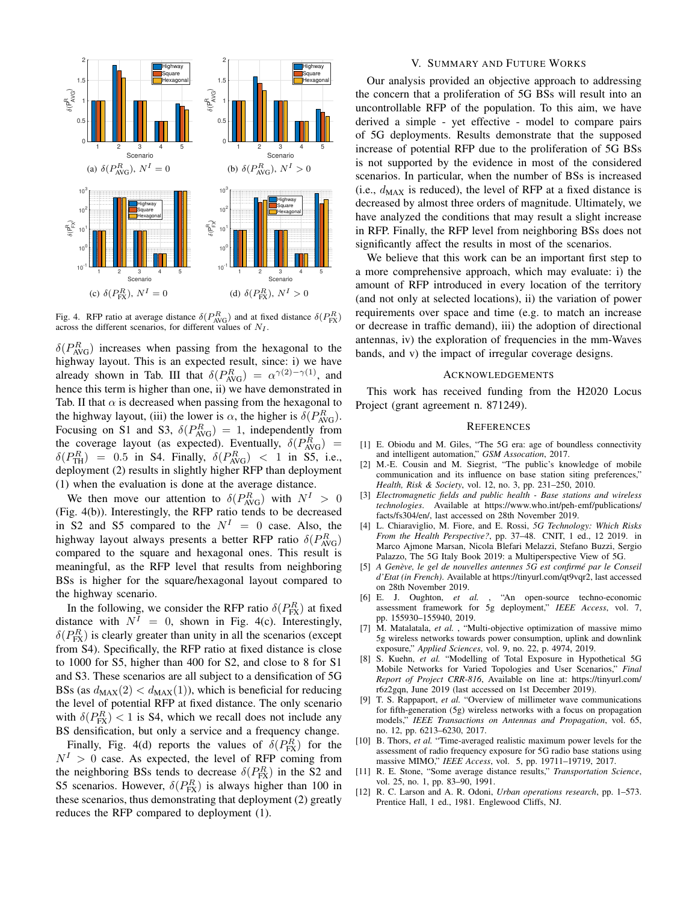(a) $\delta(P^R_{\text{AVG}})$, $N^I = 0$

Highway
Square
Hexagonal

$\delta(P^R_{\text{AVG}})$

2
1.5
1
0.5
0

1 2 3 4 5
Scenario

(b) $\delta(P^R_{\text{AVG}})$, $N^I > 0$

Highway
Square
Hexagonal

$\delta(P^R_{\text{AVG}})$

2
1.5
1
0.5
0

1 2 3 4 5
Scenario

(c) $\delta(P^R_{\text{FX}})$, $N^I = 0$

Highway
Square
Hexagonal

$\delta(P^R_{\text{FX}})$

$10^3$
$10^2$
$10^1$
$10^0$
$10^{-1}$

1 2 3 4 5
Scenario

(d) $\delta(P^R_{\text{FX}})$, $N^I > 0$

Highway
Square
Hexagonal

$\delta(P^R_{\text{FX}})$

$10^3$
$10^2$
$10^1$
$10^0$
$10^{-1}$

1 2 3 4 5
Scenario

Fig. 4. RFP ratio at average distance $\delta(P^R_{\text{AVG}})$ and at fixed distance $\delta(P^R_{\text{FX}})$ across the different scenarios, for different values of $N_I$.

$\delta(P^R_{\text{AVG}})$ increases when passing from the hexagonal to the highway layout. This is an expected result, since: i) we have already shown in Tab. III that $\delta(P^R_{\text{AVG}}) = \alpha^{\gamma(2)-\gamma(1)}$, and hence this term is higher than one, ii) we have demonstrated in Tab. II that $\alpha$ is decreased when passing from the hexagonal to the highway layout, (iii) the lower is $\alpha$, the higher is $\delta(P^R_{\text{AVG}})$. Focusing on S1 and S3, $\delta(P^R_{\text{AVG}}) = 1$, independently from the coverage layout (as expected). Eventually, $\delta(P^R_{\text{AVG}}) = \delta(P^R_{\text{TH}}) = 0.5$ in S4. Finally, $\delta(P^R_{\text{AVG}}) < 1$ in S5, i.e., deployment (2) results in slightly higher RFP than deployment (1) when the evaluation is done at the average distance.

We then move our attention to $\delta(P^R_{\text{AVG}})$ with $N^I > 0$ (Fig. 4(b)). Interestingly, the RFP ratio tends to be decreased in S2 and S5 compared to the $N^I = 0$ case. Also, the highway layout always presents a better RFP ratio $\delta(P^R_{\text{AVG}})$ compared to the square and hexagonal ones. This result is meaningful, as the RFP level that results from neighboring BSs is higher for the square/hexagonal layout compared to the highway scenario.

In the following, we consider the RFP ratio $\delta(P^R_{\text{FX}})$ at fixed distance with $N^I = 0$, shown in Fig. 4(c). Interestingly, $\delta(P^R_{\text{FX}})$ is clearly greater than unity in all the scenarios (except from S4). Specifically, the RFP ratio at fixed distance is close to 1000 for S5, higher than 400 for S2, and close to 8 for S1 and S3. These scenarios are all subject to a densification of 5G BSs (as $d_{\text{MAX}}(2) < d_{\text{MAX}}(1)$), which is beneficial for reducing the level of potential RFP at fixed distance. The only scenario with $\delta(P^R_{\text{FX}}) < 1$ is S4, which we recall does not include any BS densification, but only a service and a frequency change.

Finally, Fig. 4(d) reports the values of $\delta(P^R_{\text{FX}})$ for the $N^I > 0$ case. As expected, the level of RFP coming from the neighboring BSs tends to decrease $\delta(P^R_{\text{FX}})$ in the S2 and S5 scenarios. However, $\delta(P^R_{\text{FX}})$ is always higher than 100 in these scenarios, thus demonstrating that deployment (2) greatly reduces the RFP compared to deployment (1).

## V. Summary and Future Works

Our analysis provided an objective approach to addressing the concern that a proliferation of 5G BSs will result into an uncontrollable RFP of the population. To this aim, we have derived a simple - yet effective - model to compare pairs of 5G deployments. Results demonstrate that the supposed increase of potential RFP due to the proliferation of 5G BSs is not supported by the evidence in most of the considered scenarios. In particular, when the number of BSs is increased (i.e., $d_{\text{MAX}}$ is reduced), the level of RFP at a fixed distance is decreased by almost three orders of magnitude. Ultimately, we have analyzed the conditions that may result a slight increase in RFP. Finally, the RFP level from neighboring BSs does not significantly affect the results in most of the scenarios.

We believe that this work can be an important first step to a more comprehensive approach, which may evaluate: i) the amount of RFP introduced in every location of the territory (and not only at selected locations), ii) the variation of power requirements over space and time (e.g. to match an increase or decrease in traffic demand), iii) the adoption of directional antennas, iv) the exploration of frequencies in the mm-Waves bands, and v) the impact of irregular coverage designs.

## Acknowledgements

This work has received funding from the H2020 Locus Project (grant agreement n. 871249).

## References

[1] E. Obiodu and M. Giles, "The 5G era: age of boundless connectivity and intelligent automation," *GSM Assocation*, 2017.

[2] M.-E. Cousin and M. Siegrist, "The public's knowledge of mobile communication and its influence on base station siting preferences," *Health, Risk & Society*, vol. 12, no. 3, pp. 231–250, 2010.

[3] *Electromagnetic fields and public health - Base stations and wireless technologies*. Available at https://www.who.int/peh-emf/publications/facts/fs304/en/, last accessed on 28th November 2019.

[4] L. Chiaraviglio, M. Fiore, and E. Rossi, *5G Technology: Which Risks From the Health Perspective?*, pp. 37–48. CNIT, 1 ed., 12 2019. in Marco Ajmone Marsan, Nicola Blefari Melazzi, Stefano Buzzi, Sergio Palazzo, The 5G Italy Book 2019: a Multiperspective View of 5G.

[5] *A Genève, le gel de nouvelles antennes 5G est confirmé par le Conseil d'Etat (in French)*. Available at https://tinyurl.com/qt9vqr2, last accessed on 28th November 2019.

[6] E. J. Oughton, *et al.* , "An open-source techno-economic assessment framework for 5g deployment," *IEEE Access*, vol. 7, pp. 155930–155940, 2019.

[7] M. Matalatala, *et al.* , "Multi-objective optimization of massive mimo 5g wireless networks towards power consumption, uplink and downlink exposure," *Applied Sciences*, vol. 9, no. 22, p. 4974, 2019.

[8] S. Kuehn, *et al.* "Modelling of Total Exposure in Hypothetical 5G Mobile Networks for Varied Topologies and User Scenarios," *Final Report of Project CRR-816*, Available on line at: https://tinyurl.com/r6z2gqn, June 2019 (last accessed on 1st December 2019).

[9] T. S. Rappaport, *et al.* "Overview of millimeter wave communications for fifth-generation (5g) wireless networks with a focus on propagation models," *IEEE Transactions on Antennas and Propagation*, vol. 65, no. 12, pp. 6213–6230, 2017.

[10] B. Thors, *et al.* "Time-averaged realistic maximum power levels for the assessment of radio frequency exposure for 5G radio base stations using massive MIMO," *IEEE Access*, vol. 5, pp. 19711–19719, 2017.

[11] R. E. Stone, "Some average distance results," *Transportation Science*, vol. 25, no. 1, pp. 83–90, 1991.

[12] R. C. Larson and A. R. Odoni, *Urban operations research*, pp. 1–573. Prentice Hall, 1 ed., 1981. Englewood Cliffs, NJ.